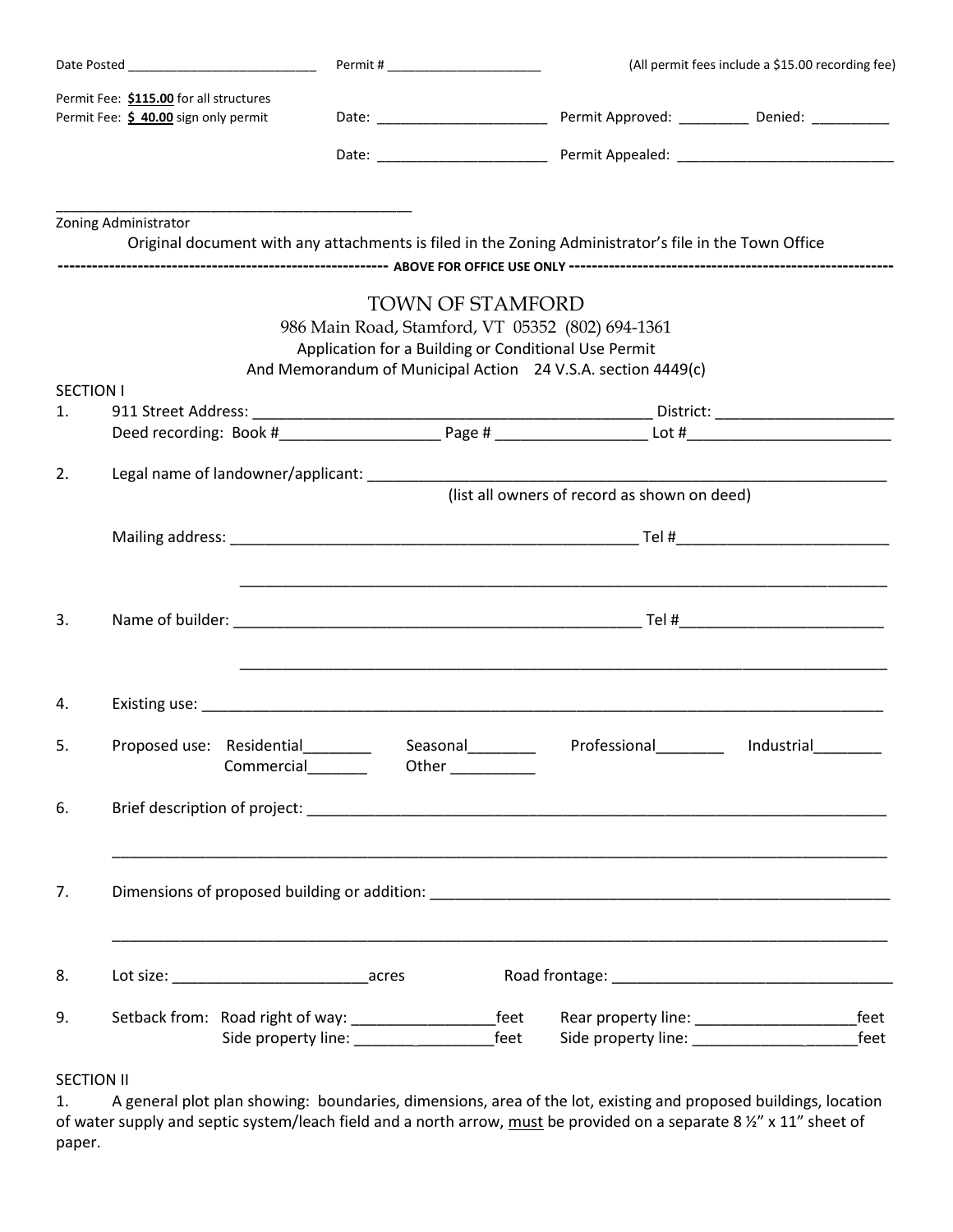Date Posted ___________________________ Permit # ______________________ (All permit fees include a $15.00 recording fee)

Permit Fee: **$115.00** for all structures
Permit Fee: **$ 40.00** sign only permit

Date: ______________________ Permit Approved: _________ Denied: __________

Date: ______________________ Permit Appealed: _____________________________

_______________________________________________
Zoning Administrator

Original document with any attachments is filed in the Zoning Administrator's file in the Town Office

-------------------------------------------------------- **ABOVE FOR OFFICE USE ONLY** --------------------------------------------------------

# TOWN OF STAMFORD

986 Main Road, Stamford, VT 05352 (802) 694-1361

Application for a Building or Conditional Use Permit

And Memorandum of Municipal Action 24 V.S.A. section 4449(c)

SECTION I

1. 911 Street Address: ________________________________________________ District: ______________________
   Deed recording: Book #___________________ Page # _________________ Lot #________________________

2. Legal name of landowner/applicant: _______________________________________________________________
   (list all owners of record as shown on deed)

   Mailing address: _________________________________________________ Tel #_________________________

   ________________________________________________________________________________

3. Name of builder: _________________________________________________ Tel #________________________

   ________________________________________________________________________________

4. Existing use: ____________________________________________________________________________________

5. Proposed use: Residential________ Seasonal________ Professional________ Industrial________
   Commercial_______ Other __________

6. Brief description of project: _____________________________________________________________________

   ________________________________________________________________________________

7. Dimensions of proposed building or addition: _______________________________________________________

   ________________________________________________________________________________

8. Lot size: _______________________acres Road frontage: __________________________________

9. Setback from: Road right of way: _________________feet Rear property line: ___________________feet
   Side property line: _________________feet Side property line: ____________________feet

SECTION II

1. A general plot plan showing: boundaries, dimensions, area of the lot, existing and proposed buildings, location of water supply and septic system/leach field and a north arrow, <u>must</u> be provided on a separate 8 ½" x 11" sheet of paper.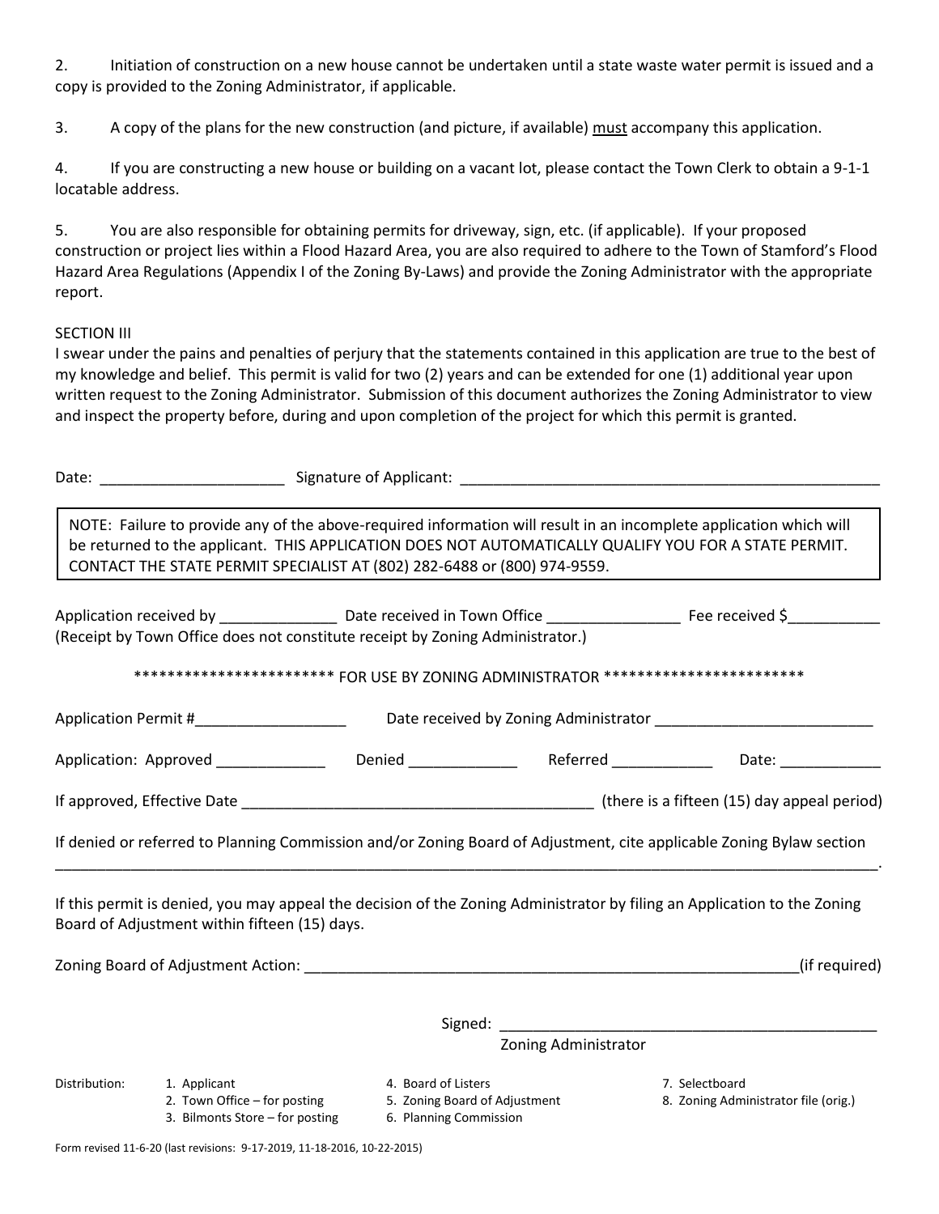2. Initiation of construction on a new house cannot be undertaken until a state waste water permit is issued and a copy is provided to the Zoning Administrator, if applicable.

3. A copy of the plans for the new construction (and picture, if available) must accompany this application.

4. If you are constructing a new house or building on a vacant lot, please contact the Town Clerk to obtain a 9-1-1 locatable address.

5. You are also responsible for obtaining permits for driveway, sign, etc. (if applicable). If your proposed construction or project lies within a Flood Hazard Area, you are also required to adhere to the Town of Stamford's Flood Hazard Area Regulations (Appendix I of the Zoning By-Laws) and provide the Zoning Administrator with the appropriate report.

SECTION III

I swear under the pains and penalties of perjury that the statements contained in this application are true to the best of my knowledge and belief. This permit is valid for two (2) years and can be extended for one (1) additional year upon written request to the Zoning Administrator. Submission of this document authorizes the Zoning Administrator to view and inspect the property before, during and upon completion of the project for which this permit is granted.

Date: ______________________ Signature of Applicant: ____________________________________________________

NOTE: Failure to provide any of the above-required information will result in an incomplete application which will be returned to the applicant. THIS APPLICATION DOES NOT AUTOMATICALLY QUALIFY YOU FOR A STATE PERMIT. CONTACT THE STATE PERMIT SPECIALIST AT (802) 282-6488 or (800) 974-9559.

Application received by ______________ Date received in Town Office ________________ Fee received $___________
(Receipt by Town Office does not constitute receipt by Zoning Administrator.)

************************ FOR USE BY ZONING ADMINISTRATOR ************************

Application Permit #__________________ Date received by Zoning Administrator __________________________

Application: Approved _____________ Denied _____________ Referred ____________ Date: ____________

If approved, Effective Date __________________________________________ (there is a fifteen (15) day appeal period)

If denied or referred to Planning Commission and/or Zoning Board of Adjustment, cite applicable Zoning Bylaw section
_____________________________________________________________________________________________.

If this permit is denied, you may appeal the decision of the Zoning Administrator by filing an Application to the Zoning Board of Adjustment within fifteen (15) days.

Zoning Board of Adjustment Action: _____________________________________________________________(if required)

Signed: ______________________________________________
Zoning Administrator

Distribution:
1. Applicant
2. Town Office – for posting
3. Bilmonts Store – for posting
4. Board of Listers
5. Zoning Board of Adjustment
6. Planning Commission
7. Selectboard
8. Zoning Administrator file (orig.)

Form revised 11-6-20 (last revisions: 9-17-2019, 11-18-2016, 10-22-2015)